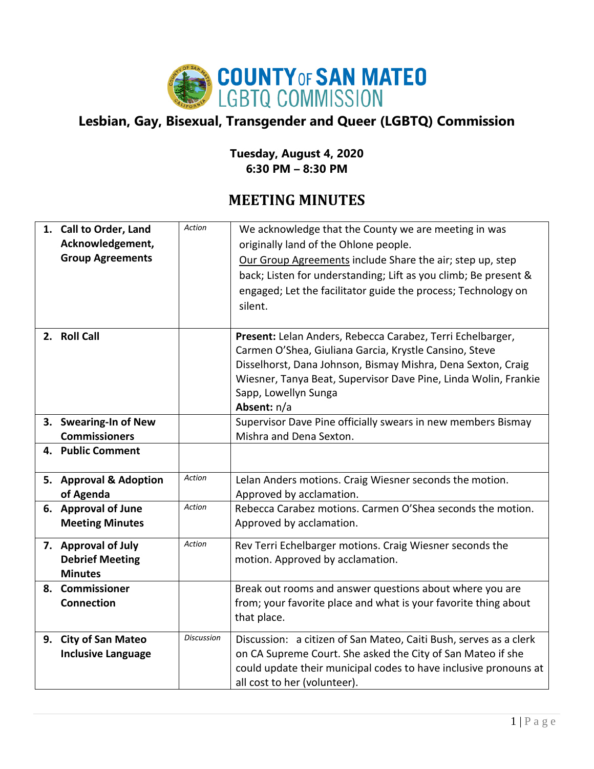# COUNTY OF SAN MATEO LGBTQ COMMISSION

## Lesbian, Gay, Bisexual, Transgender and Queer (LGBTQ) Commission

**Tuesday, August 4, 2020**
**6:30 PM – 8:30 PM**

## MEETING MINUTES

| Item | Type | Notes |
|---|---|---|
| **1. Call to Order, Land Acknowledgement, Group Agreements** | *Action* | We acknowledge that the County we are meeting in was originally land of the Ohlone people. Our Group Agreements include Share the air; step up, step back; Listen for understanding; Lift as you climb; Be present & engaged; Let the facilitator guide the process; Technology on silent. |
| **2. Roll Call** | | **Present:** Lelan Anders, Rebecca Carabez, Terri Echelbarger, Carmen O'Shea, Giuliana Garcia, Krystle Cansino, Steve Disselhorst, Dana Johnson, Bismay Mishra, Dena Sexton, Craig Wiesner, Tanya Beat, Supervisor Dave Pine, Linda Wolin, Frankie Sapp, Lowellyn Sunga<br>**Absent:** n/a |
| **3. Swearing-In of New Commissioners** | | Supervisor Dave Pine officially swears in new members Bismay Mishra and Dena Sexton. |
| **4. Public Comment** | | |
| **5. Approval & Adoption of Agenda** | *Action* | Lelan Anders motions. Craig Wiesner seconds the motion. Approved by acclamation. |
| **6. Approval of June Meeting Minutes** | *Action* | Rebecca Carabez motions. Carmen O'Shea seconds the motion. Approved by acclamation. |
| **7. Approval of July Debrief Meeting Minutes** | *Action* | Rev Terri Echelbarger motions. Craig Wiesner seconds the motion. Approved by acclamation. |
| **8. Commissioner Connection** | | Break out rooms and answer questions about where you are from; your favorite place and what is your favorite thing about that place. |
| **9. City of San Mateo Inclusive Language** | *Discussion* | Discussion: a citizen of San Mateo, Caiti Bush, serves as a clerk on CA Supreme Court. She asked the City of San Mateo if she could update their municipal codes to have inclusive pronouns at all cost to her (volunteer). |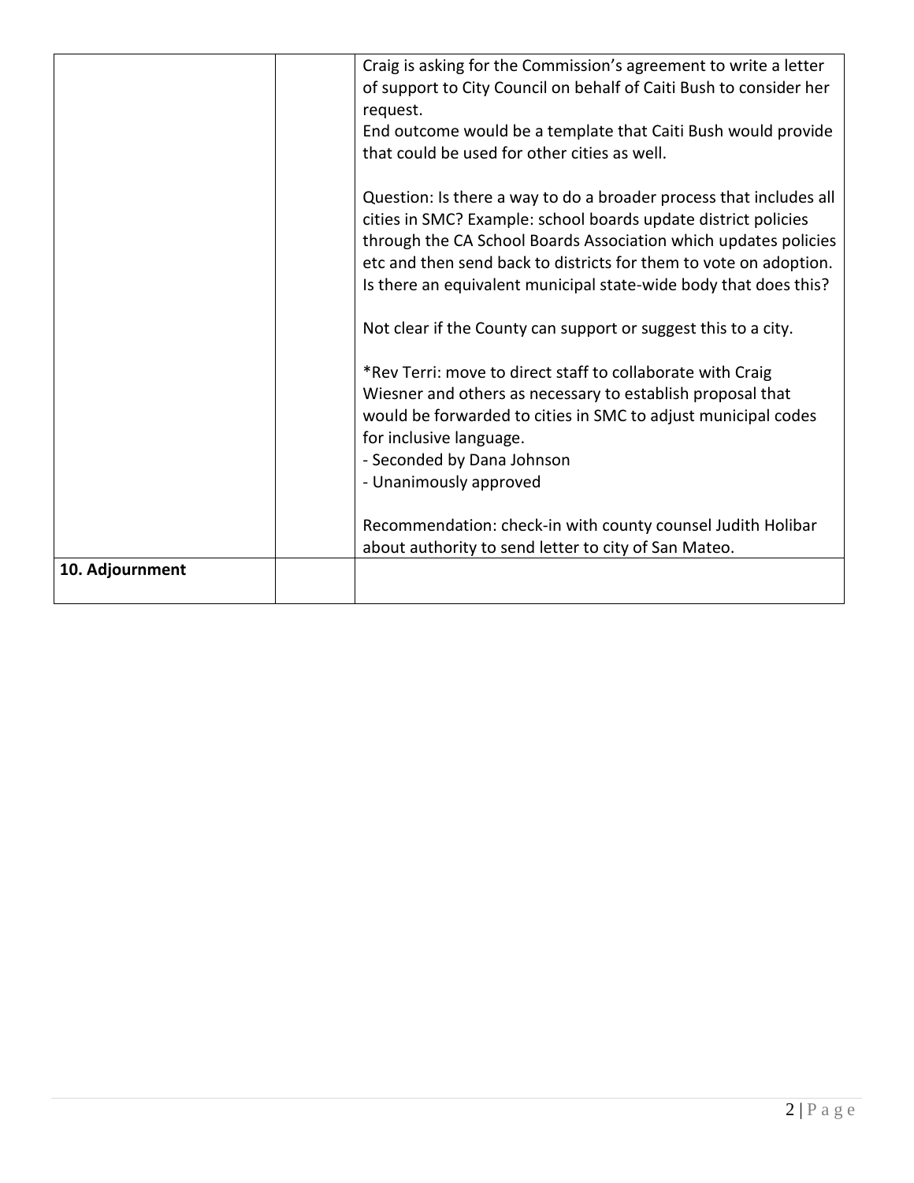| | | |
|---|---|---|
| | | Craig is asking for the Commission's agreement to write a letter of support to City Council on behalf of Caiti Bush to consider her request.<br>End outcome would be a template that Caiti Bush would provide that could be used for other cities as well.<br><br>Question: Is there a way to do a broader process that includes all cities in SMC? Example: school boards update district policies through the CA School Boards Association which updates policies etc and then send back to districts for them to vote on adoption. Is there an equivalent municipal state-wide body that does this?<br><br>Not clear if the County can support or suggest this to a city.<br><br>*Rev Terri: move to direct staff to collaborate with Craig Wiesner and others as necessary to establish proposal that would be forwarded to cities in SMC to adjust municipal codes for inclusive language.<br>- Seconded by Dana Johnson<br>- Unanimously approved<br><br>Recommendation: check-in with county counsel Judith Holibar about authority to send letter to city of San Mateo. |
| **10. Adjournment** | | |